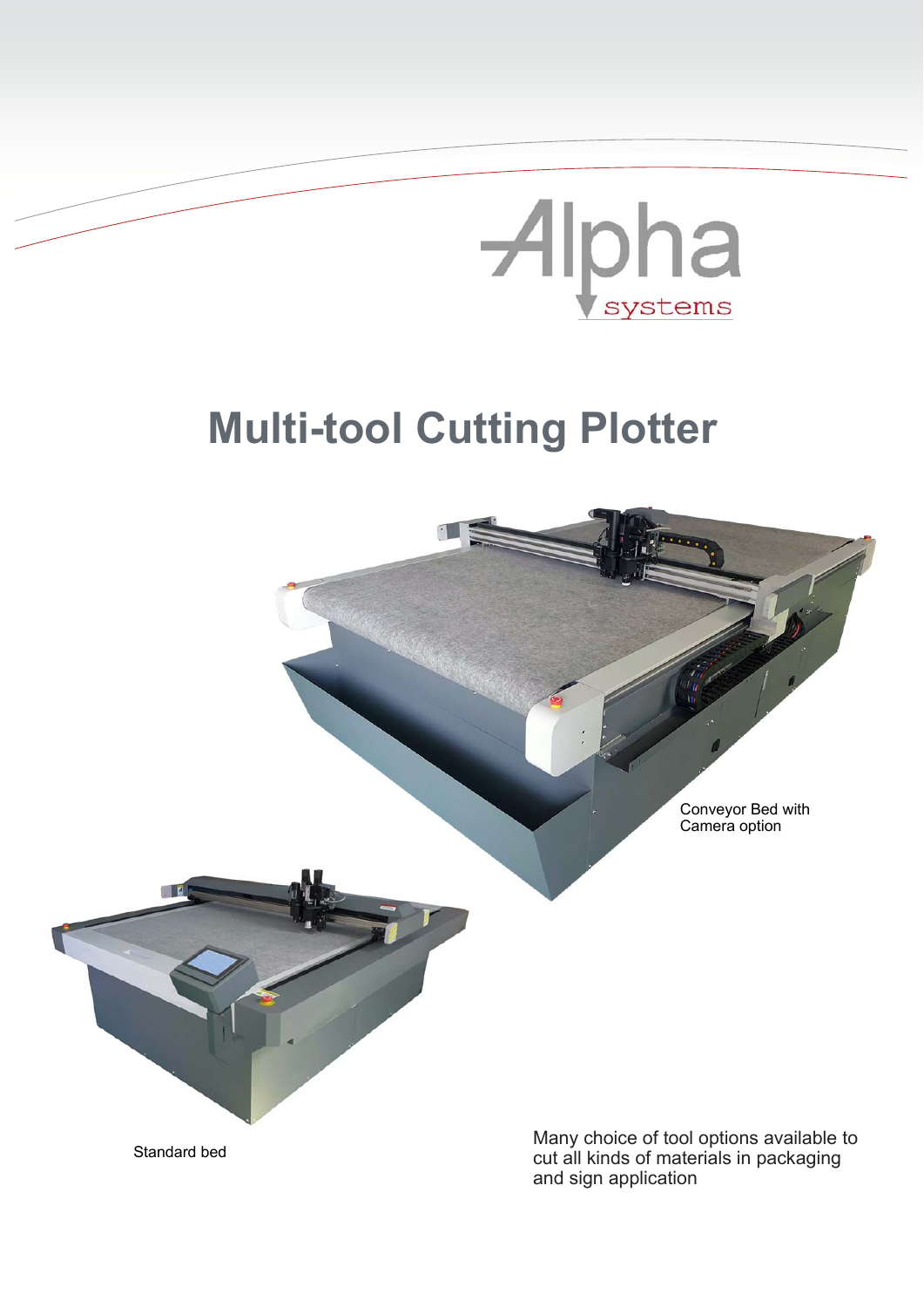Alpha systems

# Multi-tool Cutting Plotter

Conveyor Bed with Camera option

Standard bed

Many choice of tool options available to cut all kinds of materials in packaging and sign application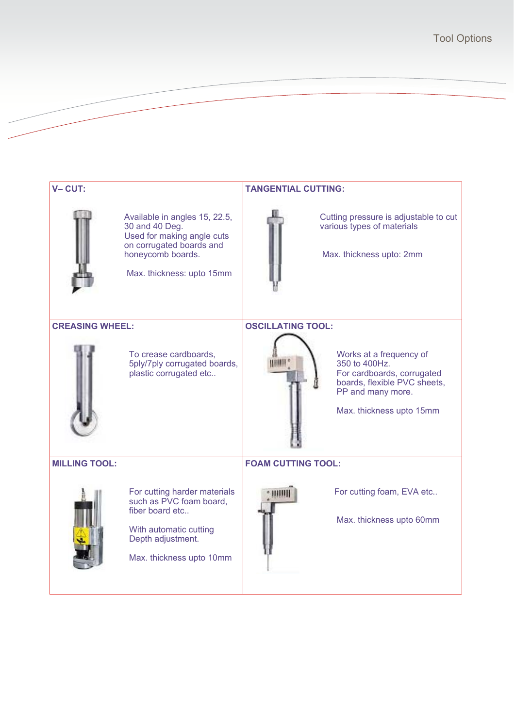# Tool Options

| V– CUT: | TANGENTIAL CUTTING: |
|---|---|
| Available in angles 15, 22.5, 30 and 40 Deg. Used for making angle cuts on corrugated boards and honeycomb boards.<br><br>Max. thickness: upto 15mm | Cutting pressure is adjustable to cut various types of materials<br><br>Max. thickness upto: 2mm |
| **CREASING WHEEL:** | **OSCILLATING TOOL:** |
| To crease cardboards, 5ply/7ply corrugated boards, plastic corrugated etc.. | Works at a frequency of 350 to 400Hz. For cardboards, corrugated boards, flexible PVC sheets, PP and many more.<br><br>Max. thickness upto 15mm |
| **MILLING TOOL:** | **FOAM CUTTING TOOL:** |
| For cutting harder materials such as PVC foam board, fiber board etc..<br><br>With automatic cutting Depth adjustment.<br><br>Max. thickness upto 10mm | For cutting foam, EVA etc..<br><br>Max. thickness upto 60mm |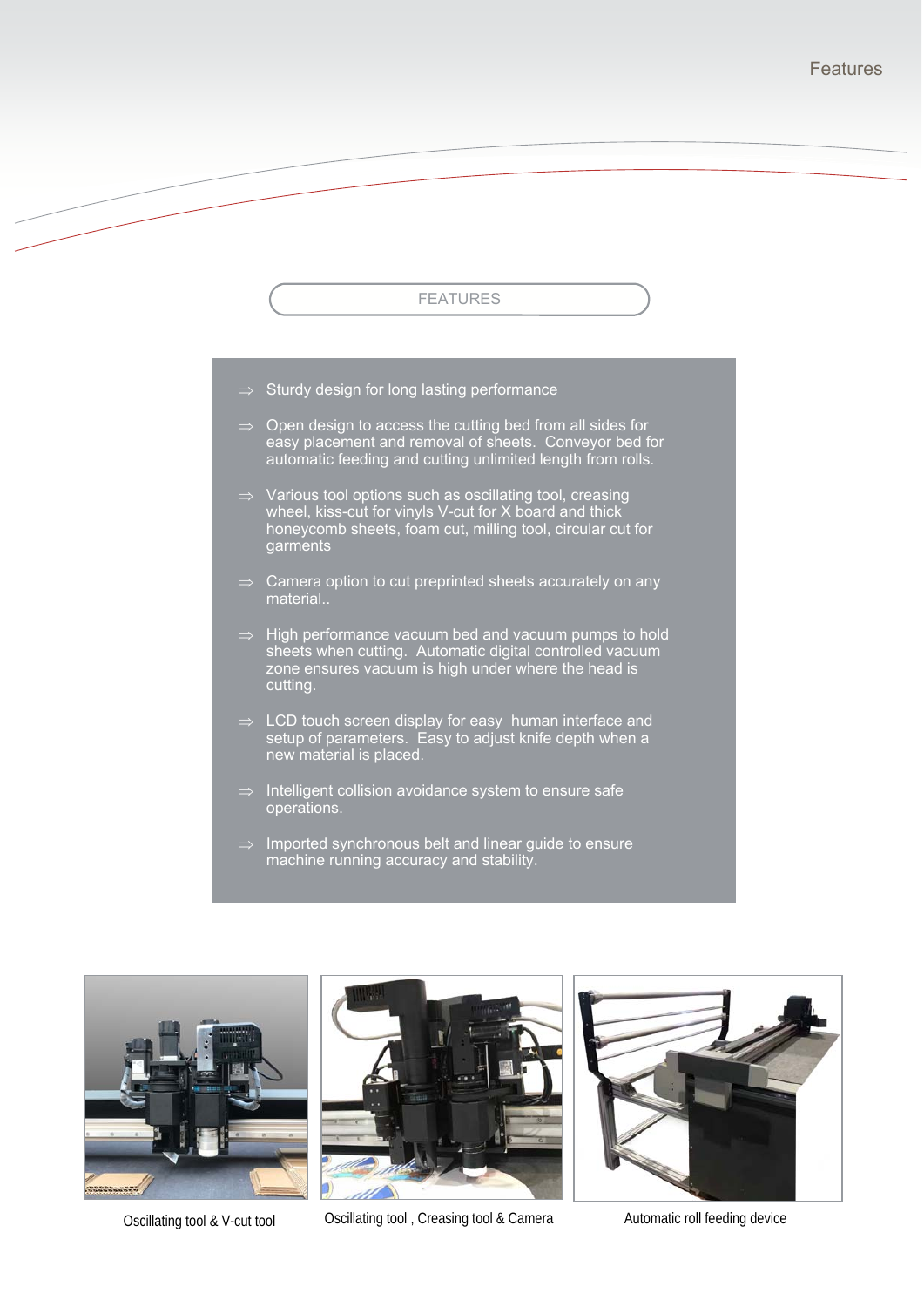## FEATURES

- ⇒ Sturdy design for long lasting performance
- ⇒ Open design to access the cutting bed from all sides for easy placement and removal of sheets. Conveyor bed for automatic feeding and cutting unlimited length from rolls.
- ⇒ Various tool options such as oscillating tool, creasing wheel, kiss-cut for vinyls V-cut for X board and thick honeycomb sheets, foam cut, milling tool, circular cut for garments
- ⇒ Camera option to cut preprinted sheets accurately on any material..
- ⇒ High performance vacuum bed and vacuum pumps to hold sheets when cutting. Automatic digital controlled vacuum zone ensures vacuum is high under where the head is cutting.
- ⇒ LCD touch screen display for easy human interface and setup of parameters. Easy to adjust knife depth when a new material is placed.
- ⇒ Intelligent collision avoidance system to ensure safe operations.
- ⇒ Imported synchronous belt and linear guide to ensure machine running accuracy and stability.

Oscillating tool & V-cut tool

Oscillating tool , Creasing tool & Camera

Automatic roll feeding device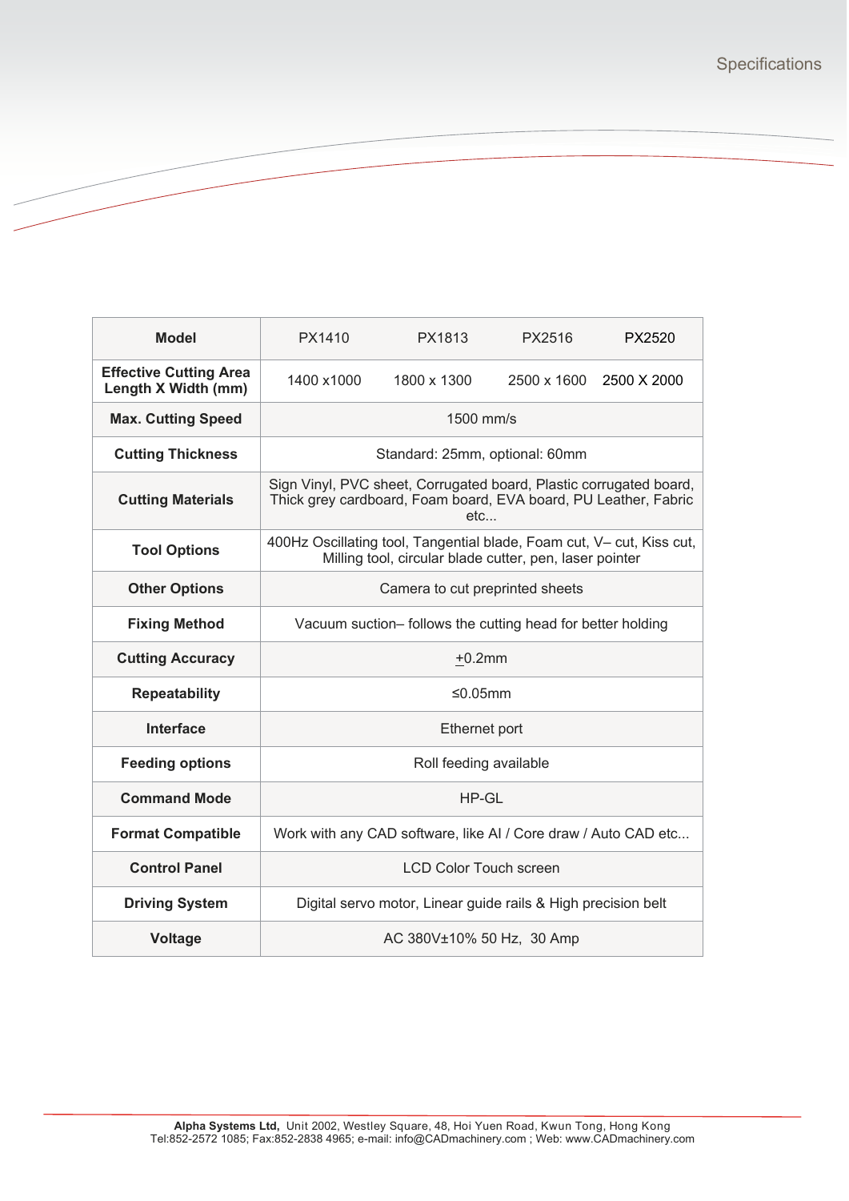# Specifications

| Model | PX1410 | PX1813 | PX2516 | PX2520 |
|---|---|---|---|---|
| Effective Cutting Area Length X Width (mm) | 1400 x1000 | 1800 x 1300 | 2500 x 1600 | 2500 X 2000 |
| Max. Cutting Speed | 1500 mm/s | | | |
| Cutting Thickness | Standard: 25mm, optional: 60mm | | | |
| Cutting Materials | Sign Vinyl, PVC sheet, Corrugated board, Plastic corrugated board, Thick grey cardboard, Foam board, EVA board, PU Leather, Fabric etc... | | | |
| Tool Options | 400Hz Oscillating tool, Tangential blade, Foam cut, V– cut, Kiss cut, Milling tool, circular blade cutter, pen, laser pointer | | | |
| Other Options | Camera to cut preprinted sheets | | | |
| Fixing Method | Vacuum suction– follows the cutting head for better holding | | | |
| Cutting Accuracy | ±0.2mm | | | |
| Repeatability | ≤0.05mm | | | |
| Interface | Ethernet port | | | |
| Feeding options | Roll feeding available | | | |
| Command Mode | HP-GL | | | |
| Format Compatible | Work with any CAD software, like AI / Core draw / Auto CAD etc... | | | |
| Control Panel | LCD Color Touch screen | | | |
| Driving System | Digital servo motor, Linear guide rails & High precision belt | | | |
| Voltage | AC 380V±10% 50 Hz, 30 Amp | | | |

**Alpha Systems Ltd,** Unit 2002, Westley Square, 48, Hoi Yuen Road, Kwun Tong, Hong Kong
Tel:852-2572 1085; Fax:852-2838 4965; e-mail: info@CADmachinery.com ; Web: www.CADmachinery.com